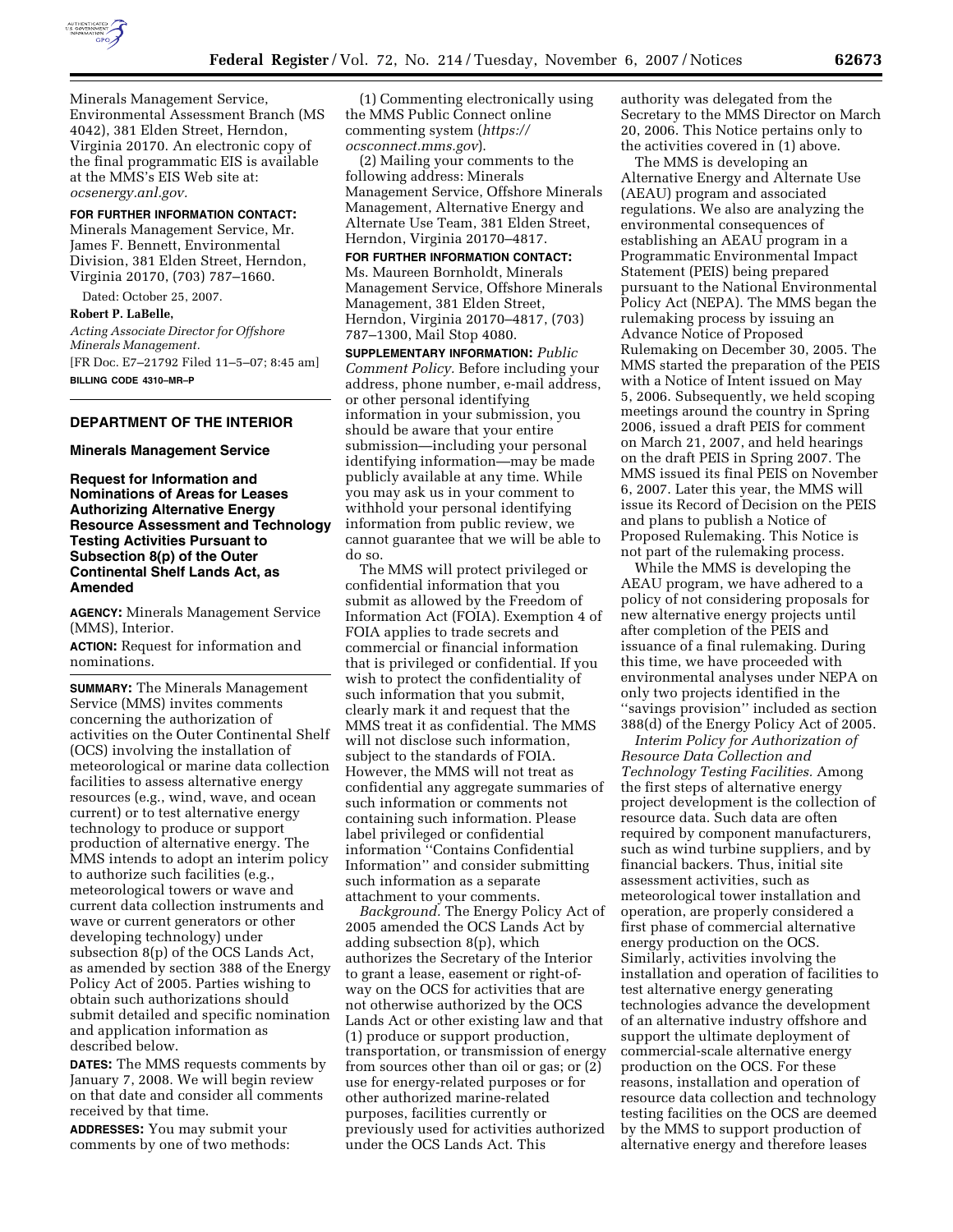Minerals Management Service, Environmental Assessment Branch (MS 4042), 381 Elden Street, Herndon, Virginia 20170. An electronic copy of the final programmatic EIS is available at the MMS's EIS Web site at: *ocsenergy.anl.gov.*

**FOR FURTHER INFORMATION CONTACT:** Minerals Management Service, Mr. James F. Bennett, Environmental Division, 381 Elden Street, Herndon, Virginia 20170, (703) 787–1660.

Dated: October 25, 2007.

**Robert P. LaBelle,**

*Acting Associate Director for Offshore Minerals Management.*

[FR Doc. E7–21792 Filed 11–5–07; 8:45 am]

**BILLING CODE 4310–MR–P**

---

## DEPARTMENT OF THE INTERIOR

### Minerals Management Service

### Request for Information and Nominations of Areas for Leases Authorizing Alternative Energy Resource Assessment and Technology Testing Activities Pursuant to Subsection 8(p) of the Outer Continental Shelf Lands Act, as Amended

**AGENCY:** Minerals Management Service (MMS), Interior.

**ACTION:** Request for information and nominations.

**SUMMARY:** The Minerals Management Service (MMS) invites comments concerning the authorization of activities on the Outer Continental Shelf (OCS) involving the installation of meteorological or marine data collection facilities to assess alternative energy resources (e.g., wind, wave, and ocean current) or to test alternative energy technology to produce or support production of alternative energy. The MMS intends to adopt an interim policy to authorize such facilities (e.g., meteorological towers or wave and current data collection instruments and wave or current generators or other developing technology) under subsection 8(p) of the OCS Lands Act, as amended by section 388 of the Energy Policy Act of 2005. Parties wishing to obtain such authorizations should submit detailed and specific nomination and application information as described below.

**DATES:** The MMS requests comments by January 7, 2008. We will begin review on that date and consider all comments received by that time.

**ADDRESSES:** You may submit your comments by one of two methods:

(1) Commenting electronically using the MMS Public Connect online commenting system (*https://ocsconnect.mms.gov*).

(2) Mailing your comments to the following address: Minerals Management Service, Offshore Minerals Management, Alternative Energy and Alternate Use Team, 381 Elden Street, Herndon, Virginia 20170–4817.

**FOR FURTHER INFORMATION CONTACT:** Ms. Maureen Bornholdt, Minerals Management Service, Offshore Minerals Management, 381 Elden Street, Herndon, Virginia 20170–4817, (703) 787–1300, Mail Stop 4080.

**SUPPLEMENTARY INFORMATION:** *Public Comment Policy.* Before including your address, phone number, e-mail address, or other personal identifying information in your submission, you should be aware that your entire submission—including your personal identifying information—may be made publicly available at any time. While you may ask us in your comment to withhold your personal identifying information from public review, we cannot guarantee that we will be able to do so.

The MMS will protect privileged or confidential information that you submit as allowed by the Freedom of Information Act (FOIA). Exemption 4 of FOIA applies to trade secrets and commercial or financial information that is privileged or confidential. If you wish to protect the confidentiality of such information that you submit, clearly mark it and request that the MMS treat it as confidential. The MMS will not disclose such information, subject to the standards of FOIA. However, the MMS will not treat as confidential any aggregate summaries of such information or comments not containing such information. Please label privileged or confidential information ''Contains Confidential Information'' and consider submitting such information as a separate attachment to your comments.

*Background.* The Energy Policy Act of 2005 amended the OCS Lands Act by adding subsection 8(p), which authorizes the Secretary of the Interior to grant a lease, easement or right-of-way on the OCS for activities that are not otherwise authorized by the OCS Lands Act or other existing law and that (1) produce or support production, transportation, or transmission of energy from sources other than oil or gas; or (2) use for energy-related purposes or for other authorized marine-related purposes, facilities currently or previously used for activities authorized under the OCS Lands Act. This authority was delegated from the Secretary to the MMS Director on March 20, 2006. This Notice pertains only to the activities covered in (1) above.

The MMS is developing an Alternative Energy and Alternate Use (AEAU) program and associated regulations. We also are analyzing the environmental consequences of establishing an AEAU program in a Programmatic Environmental Impact Statement (PEIS) being prepared pursuant to the National Environmental Policy Act (NEPA). The MMS began the rulemaking process by issuing an Advance Notice of Proposed Rulemaking on December 30, 2005. The MMS started the preparation of the PEIS with a Notice of Intent issued on May 5, 2006. Subsequently, we held scoping meetings around the country in Spring 2006, issued a draft PEIS for comment on March 21, 2007, and held hearings on the draft PEIS in Spring 2007. The MMS issued its final PEIS on November 6, 2007. Later this year, the MMS will issue its Record of Decision on the PEIS and plans to publish a Notice of Proposed Rulemaking. This Notice is not part of the rulemaking process.

While the MMS is developing the AEAU program, we have adhered to a policy of not considering proposals for new alternative energy projects until after completion of the PEIS and issuance of a final rulemaking. During this time, we have proceeded with environmental analyses under NEPA on only two projects identified in the ''savings provision'' included as section 388(d) of the Energy Policy Act of 2005.

*Interim Policy for Authorization of Resource Data Collection and Technology Testing Facilities.* Among the first steps of alternative energy project development is the collection of resource data. Such data are often required by component manufacturers, such as wind turbine suppliers, and by financial backers. Thus, initial site assessment activities, such as meteorological tower installation and operation, are properly considered a first phase of commercial alternative energy production on the OCS. Similarly, activities involving the installation and operation of facilities to test alternative energy generating technologies advance the development of an alternative industry offshore and support the ultimate deployment of commercial-scale alternative energy production on the OCS. For these reasons, installation and operation of resource data collection and technology testing facilities on the OCS are deemed by the MMS to support production of alternative energy and therefore leases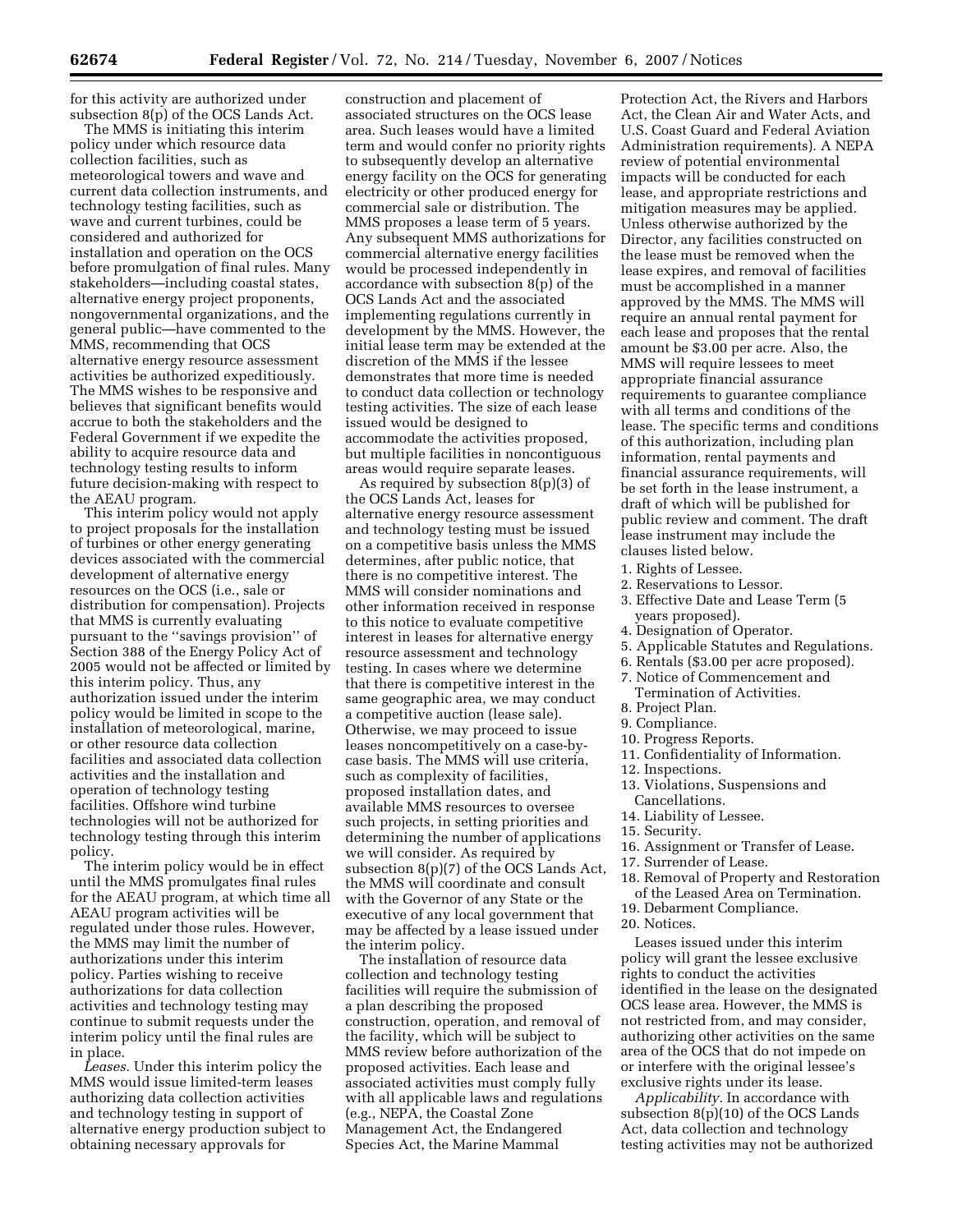for this activity are authorized under subsection 8(p) of the OCS Lands Act.

The MMS is initiating this interim policy under which resource data collection facilities, such as meteorological towers and wave and current data collection instruments, and technology testing facilities, such as wave and current turbines, could be considered and authorized for installation and operation on the OCS before promulgation of final rules. Many stakeholders—including coastal states, alternative energy project proponents, nongovernmental organizations, and the general public—have commented to the MMS, recommending that OCS alternative energy resource assessment activities be authorized expeditiously. The MMS wishes to be responsive and believes that significant benefits would accrue to both the stakeholders and the Federal Government if we expedite the ability to acquire resource data and technology testing results to inform future decision-making with respect to the AEAU program.

This interim policy would not apply to project proposals for the installation of turbines or other energy generating devices associated with the commercial development of alternative energy resources on the OCS (i.e., sale or distribution for compensation). Projects that MMS is currently evaluating pursuant to the ''savings provision'' of Section 388 of the Energy Policy Act of 2005 would not be affected or limited by this interim policy. Thus, any authorization issued under the interim policy would be limited in scope to the installation of meteorological, marine, or other resource data collection facilities and associated data collection activities and the installation and operation of technology testing facilities. Offshore wind turbine technologies will not be authorized for technology testing through this interim policy.

The interim policy would be in effect until the MMS promulgates final rules for the AEAU program, at which time all AEAU program activities will be regulated under those rules. However, the MMS may limit the number of authorizations under this interim policy. Parties wishing to receive authorizations for data collection activities and technology testing may continue to submit requests under the interim policy until the final rules are in place.

*Leases.* Under this interim policy the MMS would issue limited-term leases authorizing data collection activities and technology testing in support of alternative energy production subject to obtaining necessary approvals for construction and placement of associated structures on the OCS lease area. Such leases would have a limited term and would confer no priority rights to subsequently develop an alternative energy facility on the OCS for generating electricity or other produced energy for commercial sale or distribution. The MMS proposes a lease term of 5 years. Any subsequent MMS authorizations for commercial alternative energy facilities would be processed independently in accordance with subsection 8(p) of the OCS Lands Act and the associated implementing regulations currently in development by the MMS. However, the initial lease term may be extended at the discretion of the MMS if the lessee demonstrates that more time is needed to conduct data collection or technology testing activities. The size of each lease issued would be designed to accommodate the activities proposed, but multiple facilities in noncontiguous areas would require separate leases.

As required by subsection 8(p)(3) of the OCS Lands Act, leases for alternative energy resource assessment and technology testing must be issued on a competitive basis unless the MMS determines, after public notice, that there is no competitive interest. The MMS will consider nominations and other information received in response to this notice to evaluate competitive interest in leases for alternative energy resource assessment and technology testing. In cases where we determine that there is competitive interest in the same geographic area, we may conduct a competitive auction (lease sale). Otherwise, we may proceed to issue leases noncompetitively on a case-by-case basis. The MMS will use criteria, such as complexity of facilities, proposed installation dates, and available MMS resources to oversee such projects, in setting priorities and determining the number of applications we will consider. As required by subsection 8(p)(7) of the OCS Lands Act, the MMS will coordinate and consult with the Governor of any State or the executive of any local government that may be affected by a lease issued under the interim policy.

The installation of resource data collection and technology testing facilities will require the submission of a plan describing the proposed construction, operation, and removal of the facility, which will be subject to MMS review before authorization of the proposed activities. Each lease and associated activities must comply fully with all applicable laws and regulations (e.g., NEPA, the Coastal Zone Management Act, the Endangered Species Act, the Marine Mammal Protection Act, the Rivers and Harbors Act, the Clean Air and Water Acts, and U.S. Coast Guard and Federal Aviation Administration requirements). A NEPA review of potential environmental impacts will be conducted for each lease, and appropriate restrictions and mitigation measures may be applied. Unless otherwise authorized by the Director, any facilities constructed on the lease must be removed when the lease expires, and removal of facilities must be accomplished in a manner approved by the MMS. The MMS will require an annual rental payment for each lease and proposes that the rental amount be $3.00 per acre. Also, the MMS will require lessees to meet appropriate financial assurance requirements to guarantee compliance with all terms and conditions of the lease. The specific terms and conditions of this authorization, including plan information, rental payments and financial assurance requirements, will be set forth in the lease instrument, a draft of which will be published for public review and comment. The draft lease instrument may include the clauses listed below.

1. Rights of Lessee.
2. Reservations to Lessor.
3. Effective Date and Lease Term (5 years proposed).
4. Designation of Operator.
5. Applicable Statutes and Regulations.
6. Rentals ($3.00 per acre proposed).
7. Notice of Commencement and Termination of Activities.
8. Project Plan.
9. Compliance.
10. Progress Reports.
11. Confidentiality of Information.
12. Inspections.
13. Violations, Suspensions and Cancellations.
14. Liability of Lessee.
15. Security.
16. Assignment or Transfer of Lease.
17. Surrender of Lease.
18. Removal of Property and Restoration of the Leased Area on Termination.
19. Debarment Compliance.
20. Notices.

Leases issued under this interim policy will grant the lessee exclusive rights to conduct the activities identified in the lease on the designated OCS lease area. However, the MMS is not restricted from, and may consider, authorizing other activities on the same area of the OCS that do not impede on or interfere with the original lessee's exclusive rights under its lease.

*Applicability.* In accordance with subsection 8(p)(10) of the OCS Lands Act, data collection and technology testing activities may not be authorized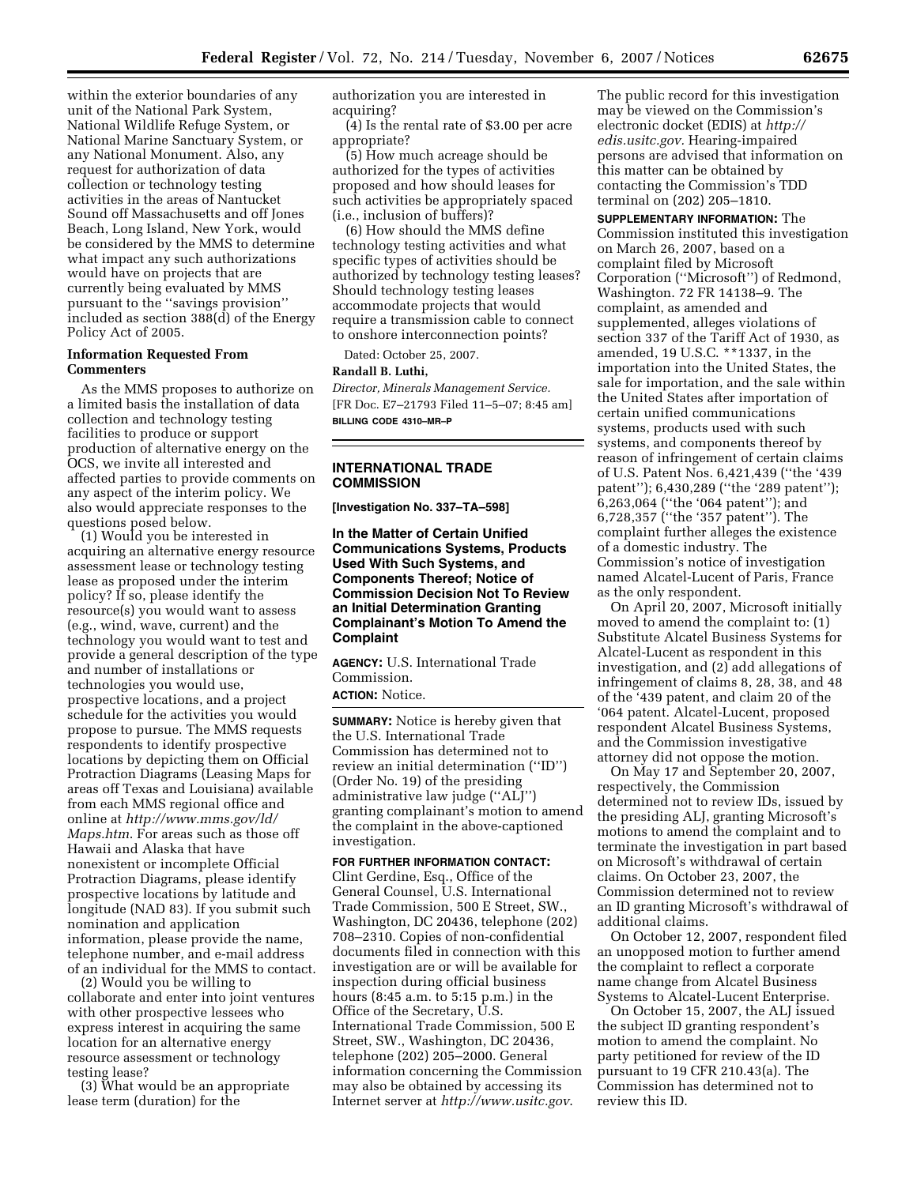within the exterior boundaries of any unit of the National Park System, National Wildlife Refuge System, or National Marine Sanctuary System, or any National Monument. Also, any request for authorization of data collection or technology testing activities in the areas of Nantucket Sound off Massachusetts and off Jones Beach, Long Island, New York, would be considered by the MMS to determine what impact any such authorizations would have on projects that are currently being evaluated by MMS pursuant to the ''savings provision'' included as section 388(d) of the Energy Policy Act of 2005.

### Information Requested From Commenters

As the MMS proposes to authorize on a limited basis the installation of data collection and technology testing facilities to produce or support production of alternative energy on the OCS, we invite all interested and affected parties to provide comments on any aspect of the interim policy. We also would appreciate responses to the questions posed below.

(1) Would you be interested in acquiring an alternative energy resource assessment lease or technology testing lease as proposed under the interim policy? If so, please identify the resource(s) you would want to assess (e.g., wind, wave, current) and the technology you would want to test and provide a general description of the type and number of installations or technologies you would use, prospective locations, and a project schedule for the activities you would propose to pursue. The MMS requests respondents to identify prospective locations by depicting them on Official Protraction Diagrams (Leasing Maps for areas off Texas and Louisiana) available from each MMS regional office and online at *http://www.mms.gov/ld/Maps.htm*. For areas such as those off Hawaii and Alaska that have nonexistent or incomplete Official Protraction Diagrams, please identify prospective locations by latitude and longitude (NAD 83). If you submit such nomination and application information, please provide the name, telephone number, and e-mail address of an individual for the MMS to contact.

(2) Would you be willing to collaborate and enter into joint ventures with other prospective lessees who express interest in acquiring the same location for an alternative energy resource assessment or technology testing lease?

(3) What would be an appropriate lease term (duration) for the authorization you are interested in acquiring?

(4) Is the rental rate of $3.00 per acre appropriate?

(5) How much acreage should be authorized for the types of activities proposed and how should leases for such activities be appropriately spaced (i.e., inclusion of buffers)?

(6) How should the MMS define technology testing activities and what specific types of activities should be authorized by technology testing leases? Should technology testing leases accommodate projects that would require a transmission cable to connect to onshore interconnection points?

Dated: October 25, 2007.

**Randall B. Luthi,**

*Director, Minerals Management Service.*

[FR Doc. E7–21793 Filed 11–5–07; 8:45 am]

**BILLING CODE 4310–MR–P**

## INTERNATIONAL TRADE COMMISSION

**[Investigation No. 337–TA–598]**

### In the Matter of Certain Unified Communications Systems, Products Used With Such Systems, and Components Thereof; Notice of Commission Decision Not To Review an Initial Determination Granting Complainant's Motion To Amend the Complaint

**AGENCY:** U.S. International Trade Commission.

**ACTION:** Notice.

**SUMMARY:** Notice is hereby given that the U.S. International Trade Commission has determined not to review an initial determination (''ID'') (Order No. 19) of the presiding administrative law judge (''ALJ'') granting complainant's motion to amend the complaint in the above-captioned investigation.

**FOR FURTHER INFORMATION CONTACT:** Clint Gerdine, Esq., Office of the General Counsel, U.S. International Trade Commission, 500 E Street, SW., Washington, DC 20436, telephone (202) 708–2310. Copies of non-confidential documents filed in connection with this investigation are or will be available for inspection during official business hours (8:45 a.m. to 5:15 p.m.) in the Office of the Secretary, U.S. International Trade Commission, 500 E Street, SW., Washington, DC 20436, telephone (202) 205–2000. General information concerning the Commission may also be obtained by accessing its Internet server at *http://www.usitc.gov*. The public record for this investigation may be viewed on the Commission's electronic docket (EDIS) at *http://edis.usitc.gov*. Hearing-impaired persons are advised that information on this matter can be obtained by contacting the Commission's TDD terminal on (202) 205–1810.

**SUPPLEMENTARY INFORMATION:** The Commission instituted this investigation on March 26, 2007, based on a complaint filed by Microsoft Corporation (''Microsoft'') of Redmond, Washington. 72 FR 14138–9. The complaint, as amended and supplemented, alleges violations of section 337 of the Tariff Act of 1930, as amended, 19 U.S.C. **1337, in the importation into the United States, the sale for importation, and the sale within the United States after importation of certain unified communications systems, products used with such systems, and components thereof by reason of infringement of certain claims of U.S. Patent Nos. 6,421,439 (''the '439 patent''); 6,430,289 (''the '289 patent''); 6,263,064 (''the '064 patent''); and 6,728,357 (''the '357 patent''). The complaint further alleges the existence of a domestic industry. The Commission's notice of investigation named Alcatel-Lucent of Paris, France as the only respondent.

On April 20, 2007, Microsoft initially moved to amend the complaint to: (1) Substitute Alcatel Business Systems for Alcatel-Lucent as respondent in this investigation, and (2) add allegations of infringement of claims 8, 28, 38, and 48 of the '439 patent, and claim 20 of the '064 patent. Alcatel-Lucent, proposed respondent Alcatel Business Systems, and the Commission investigative attorney did not oppose the motion.

On May 17 and September 20, 2007, respectively, the Commission determined not to review IDs, issued by the presiding ALJ, granting Microsoft's motions to amend the complaint and to terminate the investigation in part based on Microsoft's withdrawal of certain claims. On October 23, 2007, the Commission determined not to review an ID granting Microsoft's withdrawal of additional claims.

On October 12, 2007, respondent filed an unopposed motion to further amend the complaint to reflect a corporate name change from Alcatel Business Systems to Alcatel-Lucent Enterprise.

On October 15, 2007, the ALJ issued the subject ID granting respondent's motion to amend the complaint. No party petitioned for review of the ID pursuant to 19 CFR 210.43(a). The Commission has determined not to review this ID.